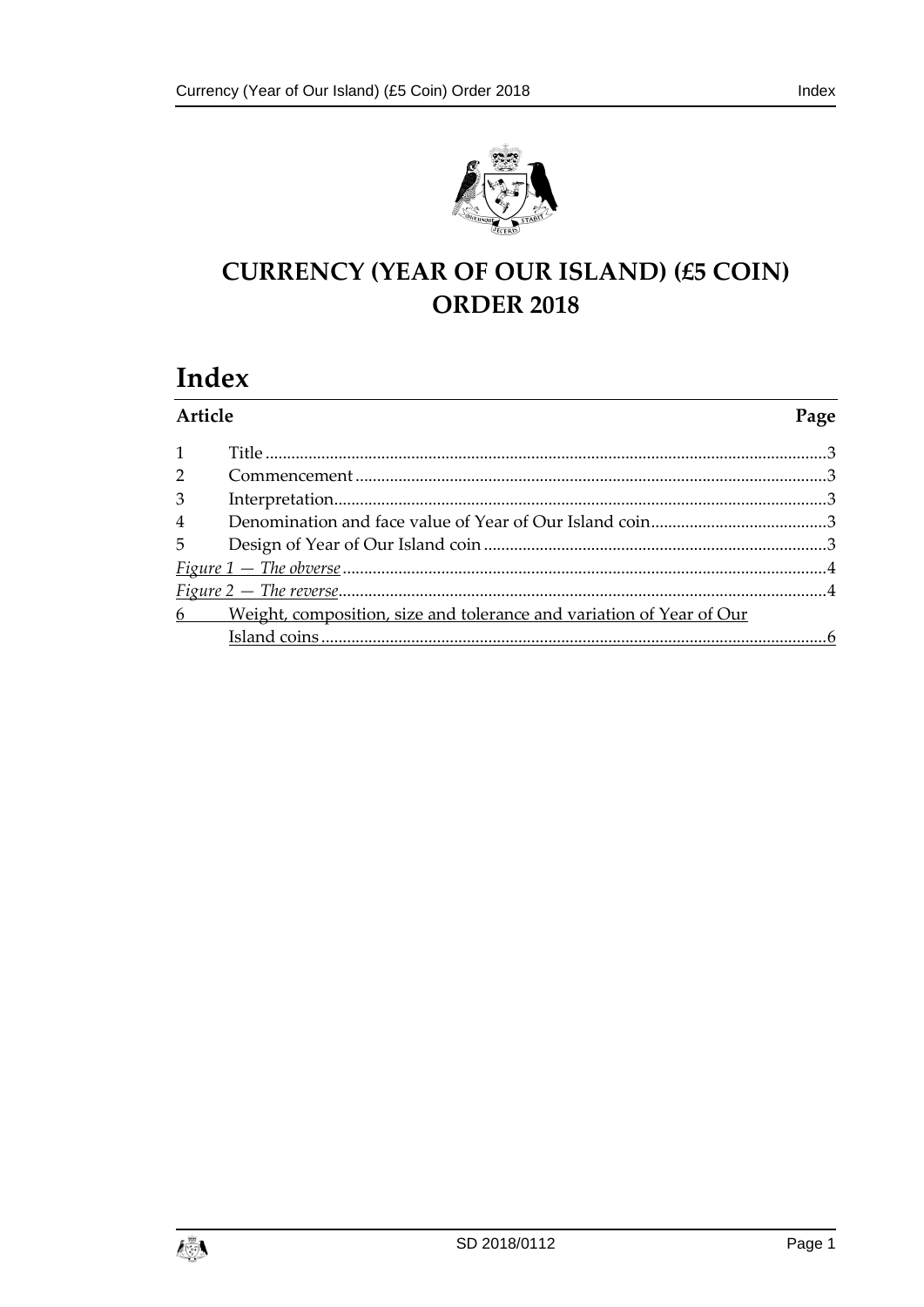# CURRENCY (YEAR OF OUR ISLAND) (£5 COIN) ORDER 2018

## Index

| Article | | Page |
|---|---|---|
| 1 | Title | 3 |
| 2 | Commencement | 3 |
| 3 | Interpretation | 3 |
| 4 | Denomination and face value of Year of Our Island coin | 3 |
| 5 | Design of Year of Our Island coin | 3 |
| *Figure 1 — The obverse* | | 4 |
| *Figure 2 — The reverse* | | 4 |
| 6 | Weight, composition, size and tolerance and variation of Year of Our Island coins | 6 |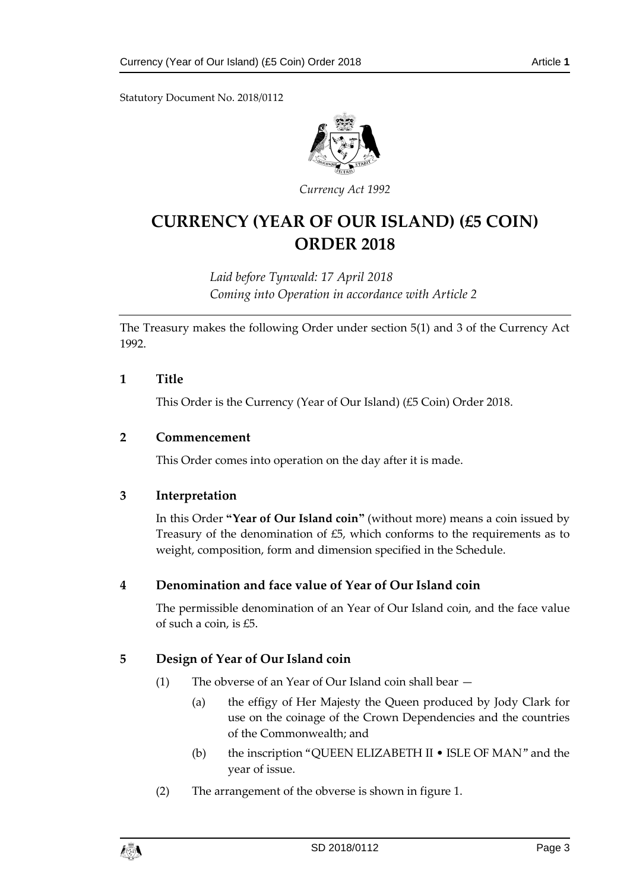Statutory Document No. 2018/0112

*Currency Act 1992*

# CURRENCY (YEAR OF OUR ISLAND) (£5 COIN) ORDER 2018

*Laid before Tynwald: 17 April 2018*
*Coming into Operation in accordance with Article 2*

The Treasury makes the following Order under section 5(1) and 3 of the Currency Act 1992.

## 1 Title

This Order is the Currency (Year of Our Island) (£5 Coin) Order 2018.

## 2 Commencement

This Order comes into operation on the day after it is made.

## 3 Interpretation

In this Order **"Year of Our Island coin"** (without more) means a coin issued by Treasury of the denomination of £5, which conforms to the requirements as to weight, composition, form and dimension specified in the Schedule.

## 4 Denomination and face value of Year of Our Island coin

The permissible denomination of an Year of Our Island coin, and the face value of such a coin, is £5.

## 5 Design of Year of Our Island coin

(1) The obverse of an Year of Our Island coin shall bear —

(a) the effigy of Her Majesty the Queen produced by Jody Clark for use on the coinage of the Crown Dependencies and the countries of the Commonwealth; and

(b) the inscription "QUEEN ELIZABETH II • ISLE OF MAN" and the year of issue.

(2) The arrangement of the obverse is shown in figure 1.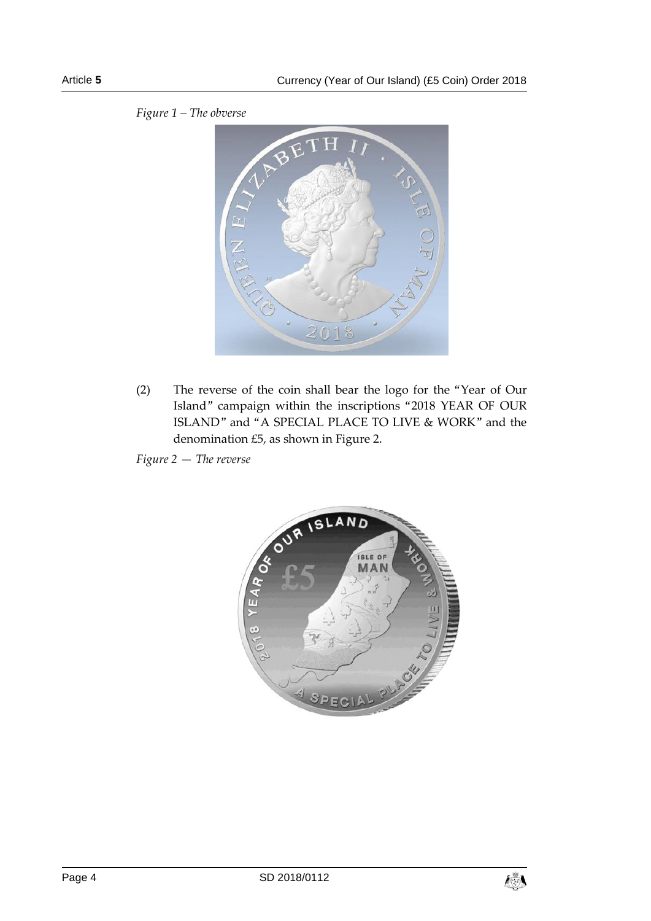*Figure 1 – The obverse*

(2) The reverse of the coin shall bear the logo for the "Year of Our Island" campaign within the inscriptions "2018 YEAR OF OUR ISLAND" and "A SPECIAL PLACE TO LIVE & WORK" and the denomination £5, as shown in Figure 2.

*Figure 2 — The reverse*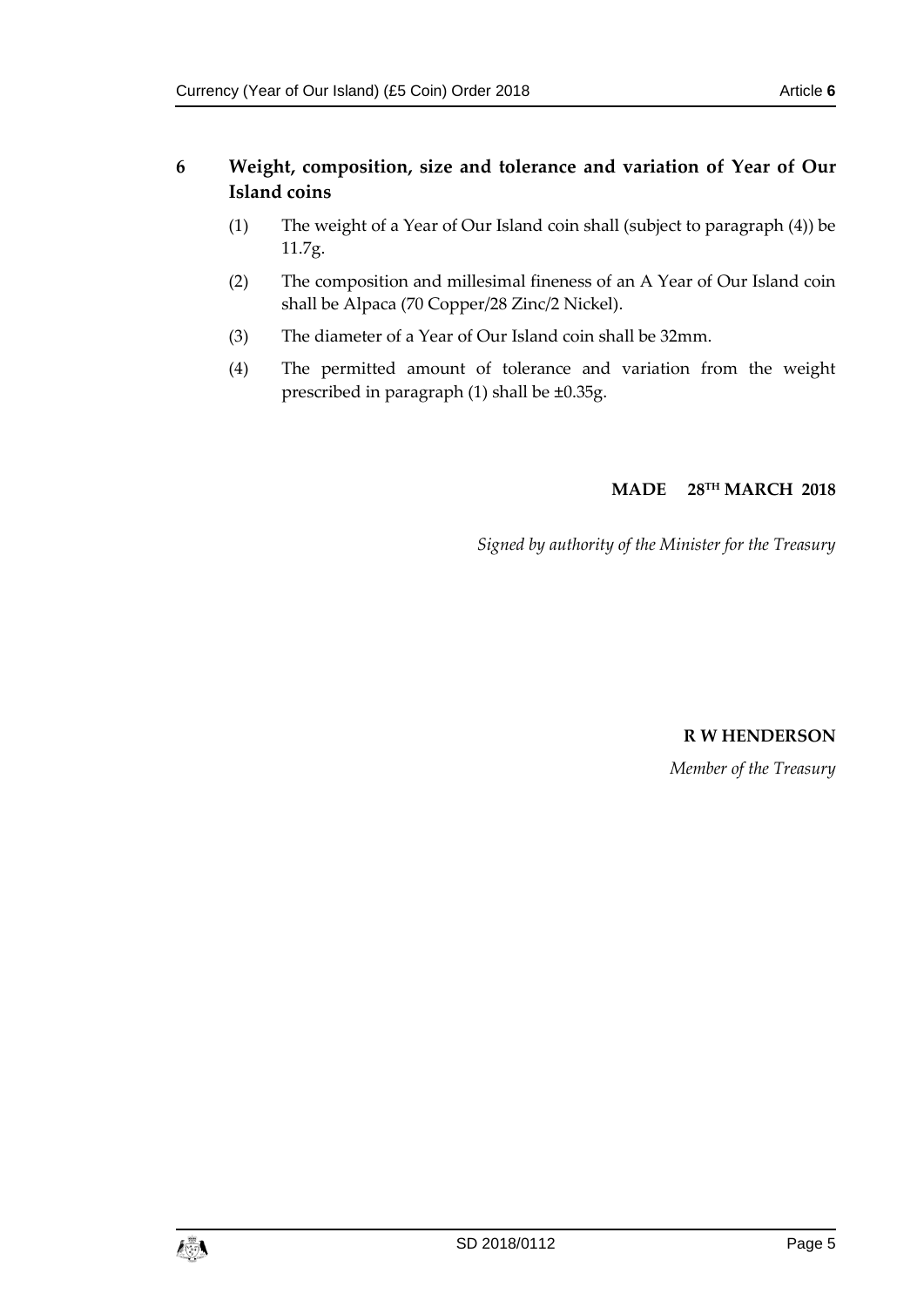## 6 Weight, composition, size and tolerance and variation of Year of Our Island coins

(1) The weight of a Year of Our Island coin shall (subject to paragraph (4)) be 11.7g.

(2) The composition and millesimal fineness of an A Year of Our Island coin shall be Alpaca (70 Copper/28 Zinc/2 Nickel).

(3) The diameter of a Year of Our Island coin shall be 32mm.

(4) The permitted amount of tolerance and variation from the weight prescribed in paragraph (1) shall be ±0.35g.

**MADE 28TH MARCH 2018**

*Signed by authority of the Minister for the Treasury*

**R W HENDERSON**

*Member of the Treasury*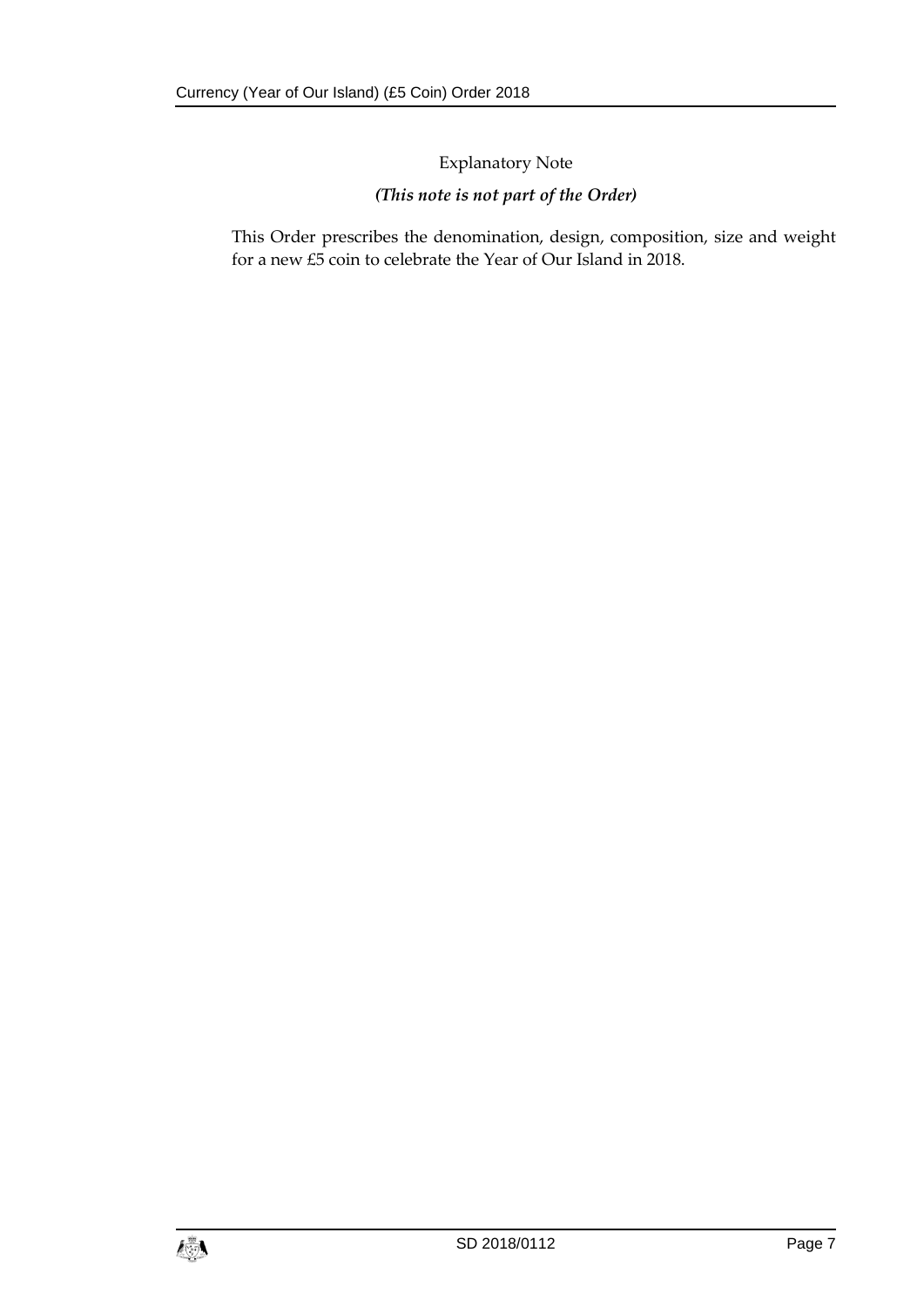Explanatory Note

***(This note is not part of the Order)***

This Order prescribes the denomination, design, composition, size and weight for a new £5 coin to celebrate the Year of Our Island in 2018.